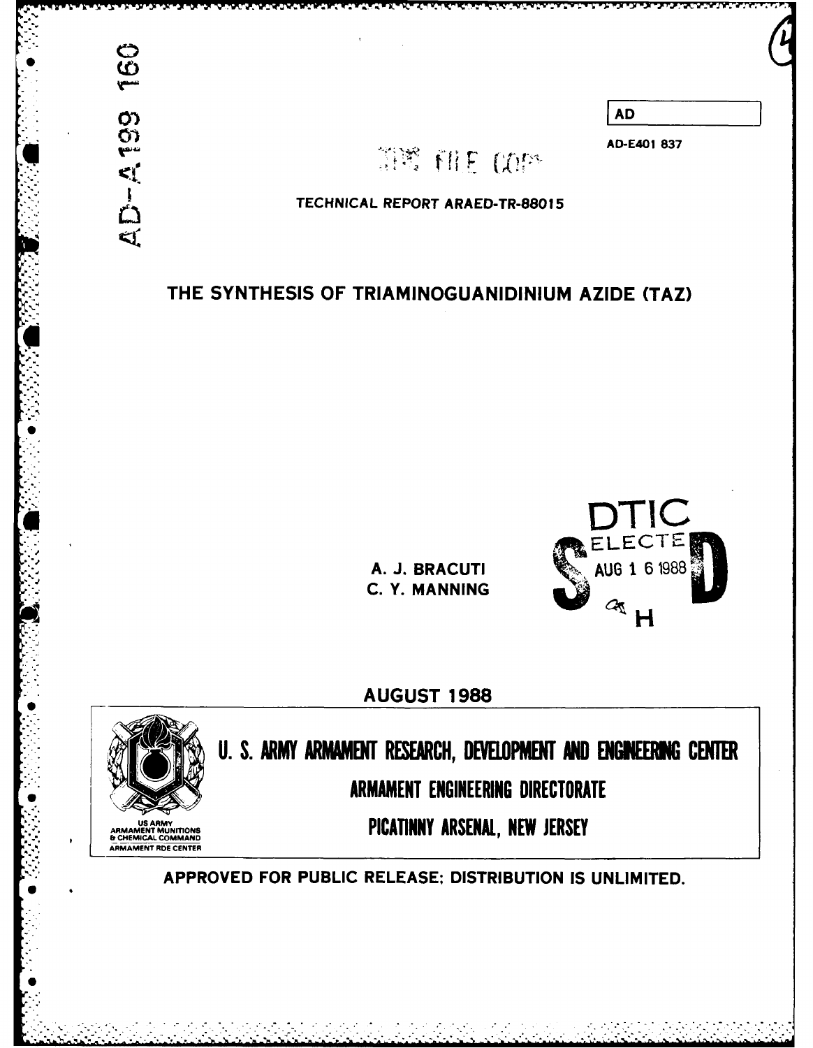AD-A199 160

AD

AD-E401 837

DTIC FILE COPY

TECHNICAL REPORT ARAED-TR-88015

# THE SYNTHESIS OF TRIAMINOGUANIDINIUM AZIDE (TAZ)

A. J. BRACUTI
C. Y. MANNING

DTIC ELECTE AUG 1 6 1988 S D H

AUGUST 1988

US ARMY ARMAMENT MUNITIONS & CHEMICAL COMMAND ARMAMENT RDE CENTER

**U. S. ARMY ARMAMENT RESEARCH, DEVELOPMENT AND ENGINEERING CENTER**

**ARMAMENT ENGINEERING DIRECTORATE**

**PICATINNY ARSENAL, NEW JERSEY**

APPROVED FOR PUBLIC RELEASE; DISTRIBUTION IS UNLIMITED.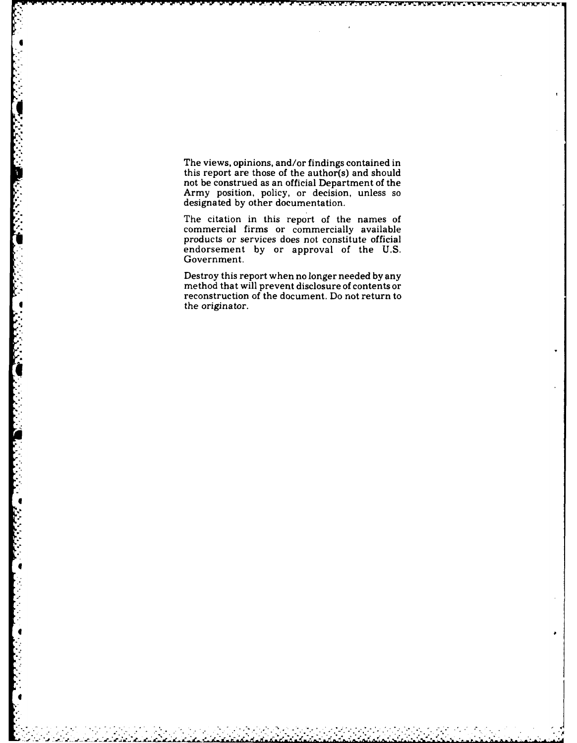The views, opinions, and/or findings contained in this report are those of the author(s) and should not be construed as an official Department of the Army position, policy, or decision, unless so designated by other documentation.

The citation in this report of the names of commercial firms or commercially available products or services does not constitute official endorsement by or approval of the U.S. Government.

Destroy this report when no longer needed by any method that will prevent disclosure of contents or reconstruction of the document. Do not return to the originator.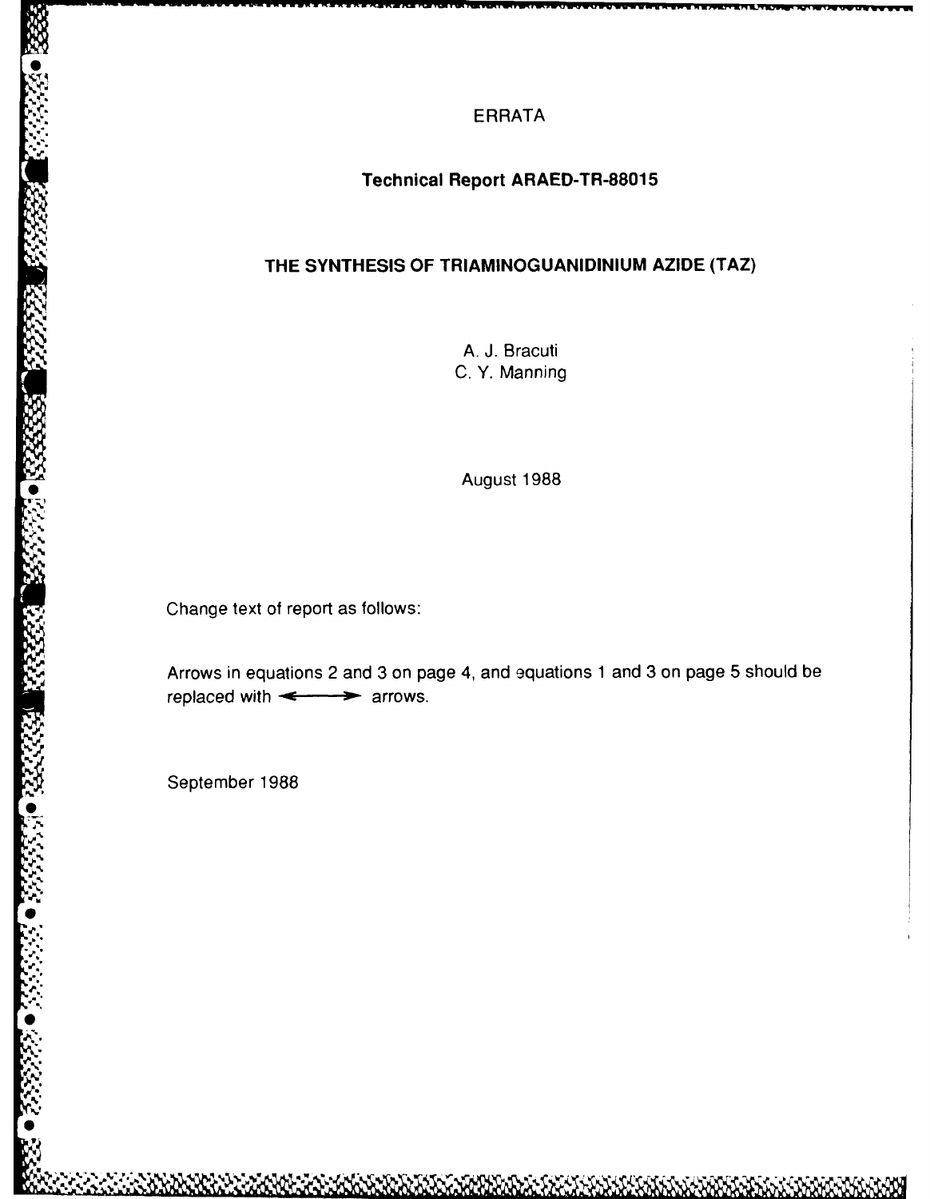# ERRATA

## Technical Report ARAED-TR-88015

## THE SYNTHESIS OF TRIAMINOGUANIDINIUM AZIDE (TAZ)

A. J. Bracuti
C. Y. Manning

August 1988

Change text of report as follows:

Arrows in equations 2 and 3 on page 4, and equations 1 and 3 on page 5 should be replaced with $\longleftrightarrow$ arrows.

September 1988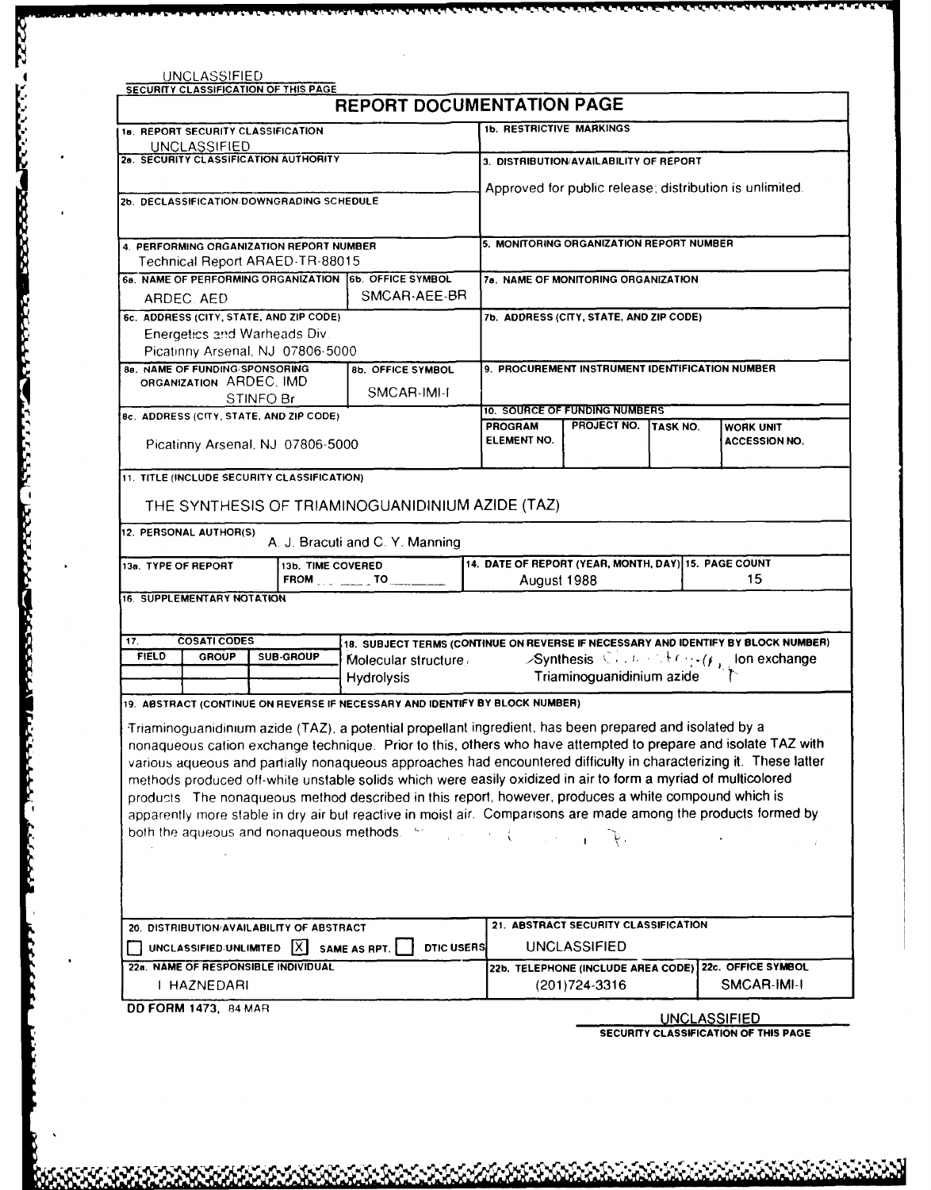UNCLASSIFIED

SECURITY CLASSIFICATION OF THIS PAGE

# REPORT DOCUMENTATION PAGE

| | |
|---|---|
| **1a. REPORT SECURITY CLASSIFICATION** UNCLASSIFIED | **1b. RESTRICTIVE MARKINGS** |
| **2a. SECURITY CLASSIFICATION AUTHORITY** | **3. DISTRIBUTION/AVAILABILITY OF REPORT** Approved for public release; distribution is unlimited. |
| **2b. DECLASSIFICATION/DOWNGRADING SCHEDULE** | |
| **4. PERFORMING ORGANIZATION REPORT NUMBER** Technical Report ARAED-TR-88015 | **5. MONITORING ORGANIZATION REPORT NUMBER** |
| **6a. NAME OF PERFORMING ORGANIZATION** ARDEC, AED — **6b. OFFICE SYMBOL** SMCAR-AEE-BR | **7a. NAME OF MONITORING ORGANIZATION** |
| **6c. ADDRESS (CITY, STATE, AND ZIP CODE)** Energetics and Warheads Div. Picatinny Arsenal, NJ 07806-5000 | **7b. ADDRESS (CITY, STATE, AND ZIP CODE)** |
| **8a. NAME OF FUNDING/SPONSORING ORGANIZATION** ARDEC, IMD STINFO Br — **8b. OFFICE SYMBOL** SMCAR-IMI-I | **9. PROCUREMENT INSTRUMENT IDENTIFICATION NUMBER** |
| **8c. ADDRESS (CITY, STATE, AND ZIP CODE)** Picatinny Arsenal, NJ 07806-5000 | **10. SOURCE OF FUNDING NUMBERS** PROGRAM ELEMENT NO. / PROJECT NO. / TASK NO. / WORK UNIT ACCESSION NO. |

**11. TITLE (INCLUDE SECURITY CLASSIFICATION)**

THE SYNTHESIS OF TRIAMINOGUANIDINIUM AZIDE (TAZ)

**12. PERSONAL AUTHOR(S)** A. J. Bracuti and C. Y. Manning

| 13a. TYPE OF REPORT | 13b. TIME COVERED | 14. DATE OF REPORT (YEAR, MONTH, DAY) | 15. PAGE COUNT |
|---|---|---|---|
| | FROM ____ TO ____ | August 1988 | 15 |

**16. SUPPLEMENTARY NOTATION**

| 17. COSATI CODES | | | 18. SUBJECT TERMS (CONTINUE ON REVERSE IF NECESSARY AND IDENTIFY BY BLOCK NUMBER) |
|---|---|---|---|
| FIELD | GROUP | SUB-GROUP | Molecular structure, Synthesis, Ion exchange, Hydrolysis, Triaminoguanidinium azide |

**19. ABSTRACT (CONTINUE ON REVERSE IF NECESSARY AND IDENTIFY BY BLOCK NUMBER)**

Triaminoguanidinium azide (TAZ), a potential propellant ingredient, has been prepared and isolated by a nonaqueous cation exchange technique. Prior to this, others who have attempted to prepare and isolate TAZ with various aqueous and partially nonaqueous approaches had encountered difficulty in characterizing it. These latter methods produced off-white unstable solids which were easily oxidized in air to form a myriad of multicolored products. The nonaqueous method described in this report, however, produces a white compound which is apparently more stable in dry air but reactive in moist air. Comparisons are made among the products formed by both the aqueous and nonaqueous methods.

| | |
|---|---|
| **20. DISTRIBUTION/AVAILABILITY OF ABSTRACT** ☐ UNCLASSIFIED/UNLIMITED ☒ SAME AS RPT. ☐ DTIC USERS | **21. ABSTRACT SECURITY CLASSIFICATION** UNCLASSIFIED |
| **22a. NAME OF RESPONSIBLE INDIVIDUAL** I. HAZNEDARI | **22b. TELEPHONE (INCLUDE AREA CODE)** (201)724-3316 — **22c. OFFICE SYMBOL** SMCAR-IMI-I |

DD FORM 1473, 84 MAR

UNCLASSIFIED

SECURITY CLASSIFICATION OF THIS PAGE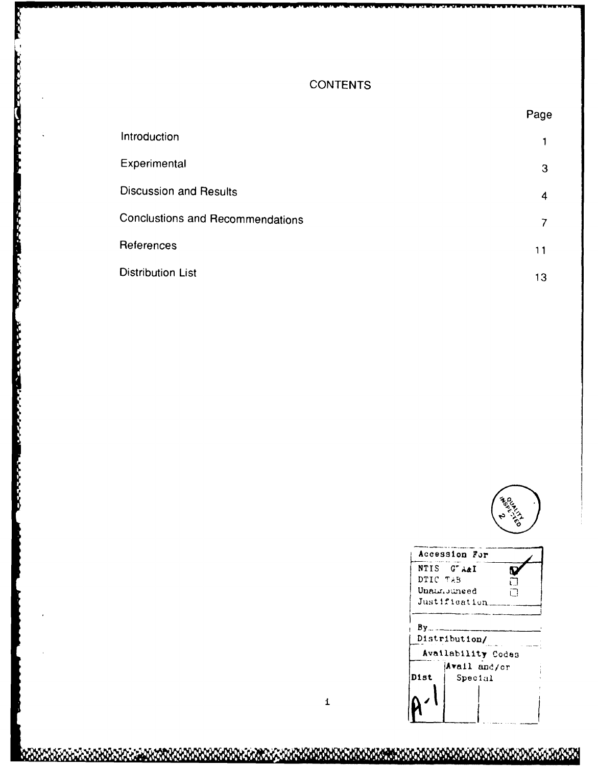# CONTENTS

| | Page |
|---|---|
| Introduction | 1 |
| Experimental | 3 |
| Discussion and Results | 4 |
| Conclustions and Recommendations | 7 |
| References | 11 |
| Distribution List | 13 |

QUALITY INSPECTED 2

| Accession For | |
|---|---|
| NTIS GRA&I | ☑ |
| DTIC TAB | ☐ |
| Unannounced | ☐ |
| Justification | |
| By | |
| Distribution/ | |
| Availability Codes | |
| Dist | Avail and/or Special |
| A-1 | |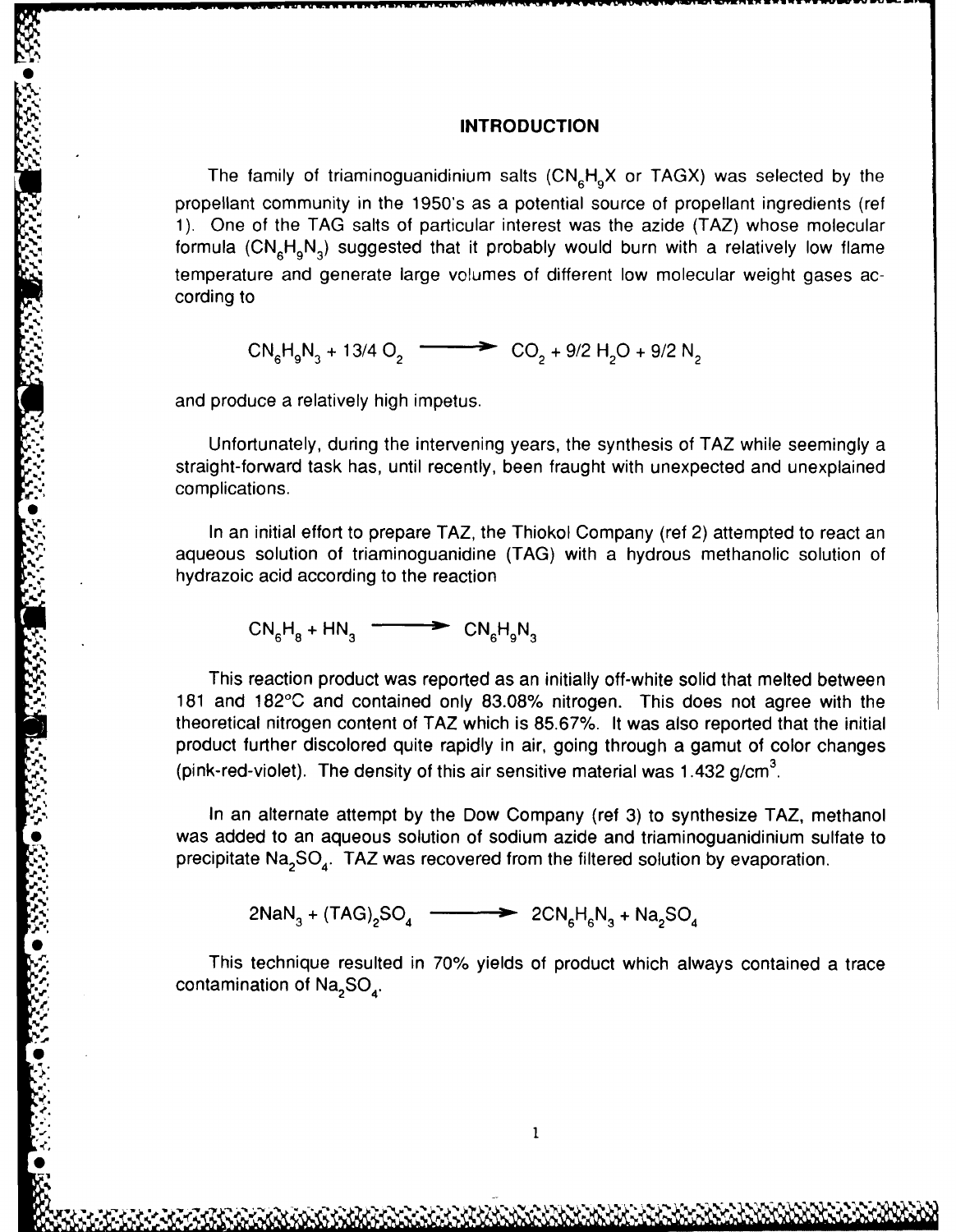## INTRODUCTION

The family of triaminoguanidinium salts ($CN_6H_9X$ or TAGX) was selected by the propellant community in the 1950's as a potential source of propellant ingredients (ref 1). One of the TAG salts of particular interest was the azide (TAZ) whose molecular formula ($CN_6H_9N_3$) suggested that it probably would burn with a relatively low flame temperature and generate large volumes of different low molecular weight gases according to

$$CN_6H_9N_3 + 13/4\ O_2 \longrightarrow CO_2 + 9/2\ H_2O + 9/2\ N_2$$

and produce a relatively high impetus.

Unfortunately, during the intervening years, the synthesis of TAZ while seemingly a straight-forward task has, until recently, been fraught with unexpected and unexplained complications.

In an initial effort to prepare TAZ, the Thiokol Company (ref 2) attempted to react an aqueous solution of triaminoguanidine (TAG) with a hydrous methanolic solution of hydrazoic acid according to the reaction

$$CN_6H_8 + HN_3 \longrightarrow CN_6H_9N_3$$

This reaction product was reported as an initially off-white solid that melted between 181 and 182°C and contained only 83.08% nitrogen. This does not agree with the theoretical nitrogen content of TAZ which is 85.67%. It was also reported that the initial product further discolored quite rapidly in air, going through a gamut of color changes (pink-red-violet). The density of this air sensitive material was 1.432 g/cm$^3$.

In an alternate attempt by the Dow Company (ref 3) to synthesize TAZ, methanol was added to an aqueous solution of sodium azide and triaminoguanidinium sulfate to precipitate $Na_2SO_4$. TAZ was recovered from the filtered solution by evaporation.

$$2NaN_3 + (TAG)_2SO_4 \longrightarrow 2CN_6H_6N_3 + Na_2SO_4$$

This technique resulted in 70% yields of product which always contained a trace contamination of $Na_2SO_4$.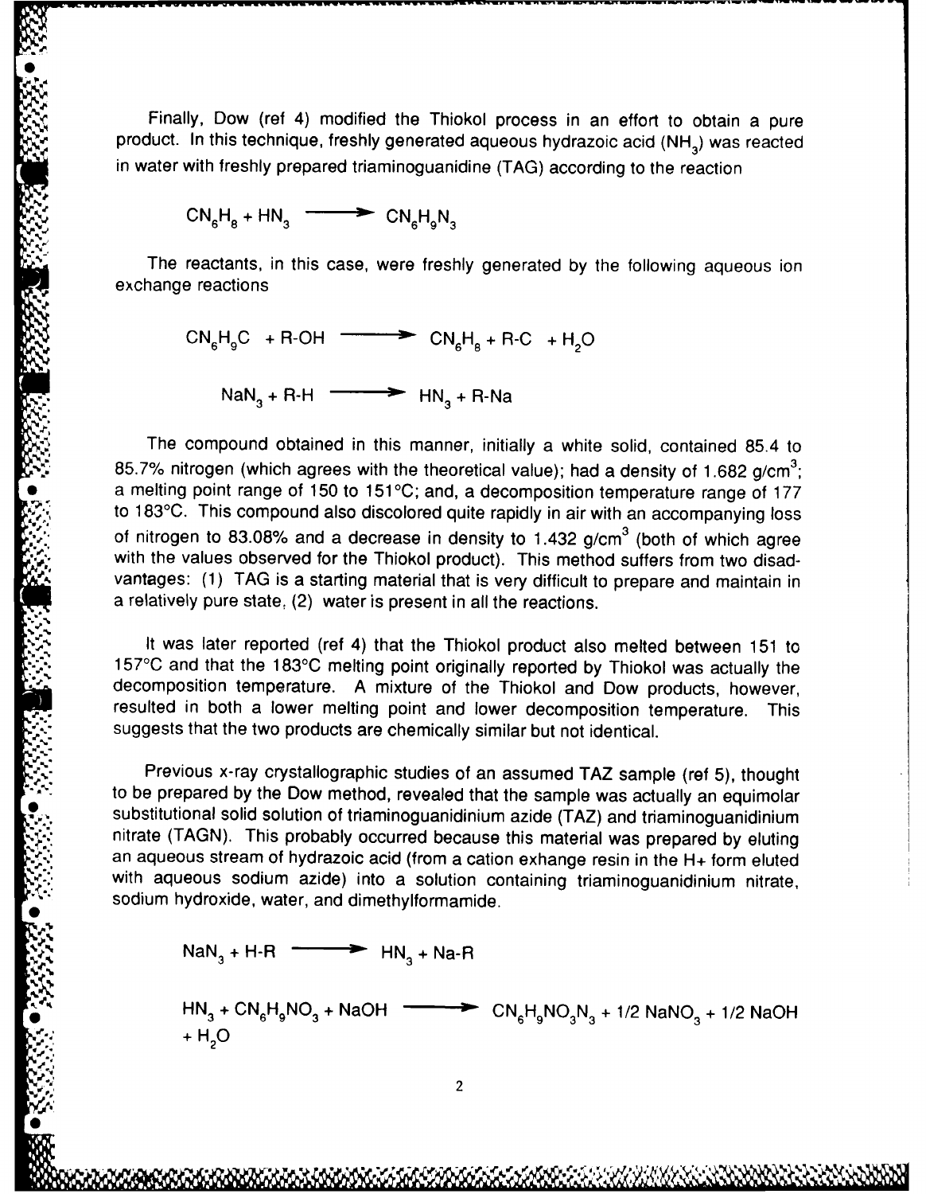Finally, Dow (ref 4) modified the Thiokol process in an effort to obtain a pure product. In this technique, freshly generated aqueous hydrazoic acid ($NH_3$) was reacted in water with freshly prepared triaminoguanidine (TAG) according to the reaction

$$CN_6H_8 + HN_3 \longrightarrow CN_6H_9N_3$$

The reactants, in this case, were freshly generated by the following aqueous ion exchange reactions

$$CN_6H_9C \ \ + R\text{-}OH \longrightarrow CN_6H_8 + R\text{-}C \ \ + H_2O$$

$$NaN_3 + R\text{-}H \longrightarrow HN_3 + R\text{-}Na$$

The compound obtained in this manner, initially a white solid, contained 85.4 to 85.7% nitrogen (which agrees with the theoretical value); had a density of 1.682 g/cm$^3$; a melting point range of 150 to 151°C; and, a decomposition temperature range of 177 to 183°C. This compound also discolored quite rapidly in air with an accompanying loss of nitrogen to 83.08% and a decrease in density to 1.432 g/cm$^3$ (both of which agree with the values observed for the Thiokol product). This method suffers from two disadvantages: (1) TAG is a starting material that is very difficult to prepare and maintain in a relatively pure state, (2) water is present in all the reactions.

It was later reported (ref 4) that the Thiokol product also melted between 151 to 157°C and that the 183°C melting point originally reported by Thiokol was actually the decomposition temperature. A mixture of the Thiokol and Dow products, however, resulted in both a lower melting point and lower decomposition temperature. This suggests that the two products are chemically similar but not identical.

Previous x-ray crystallographic studies of an assumed TAZ sample (ref 5), thought to be prepared by the Dow method, revealed that the sample was actually an equimolar substitutional solid solution of triaminoguanidinium azide (TAZ) and triaminoguanidinium nitrate (TAGN). This probably occurred because this material was prepared by eluting an aqueous stream of hydrazoic acid (from a cation exhange resin in the H+ form eluted with aqueous sodium azide) into a solution containing triaminoguanidinium nitrate, sodium hydroxide, water, and dimethylformamide.

$$NaN_3 + H\text{-}R \longrightarrow HN_3 + Na\text{-}R$$

$$HN_3 + CN_6H_9NO_3 + NaOH \longrightarrow CN_6H_9NO_3N_3 + 1/2\ NaNO_3 + 1/2\ NaOH + H_2O$$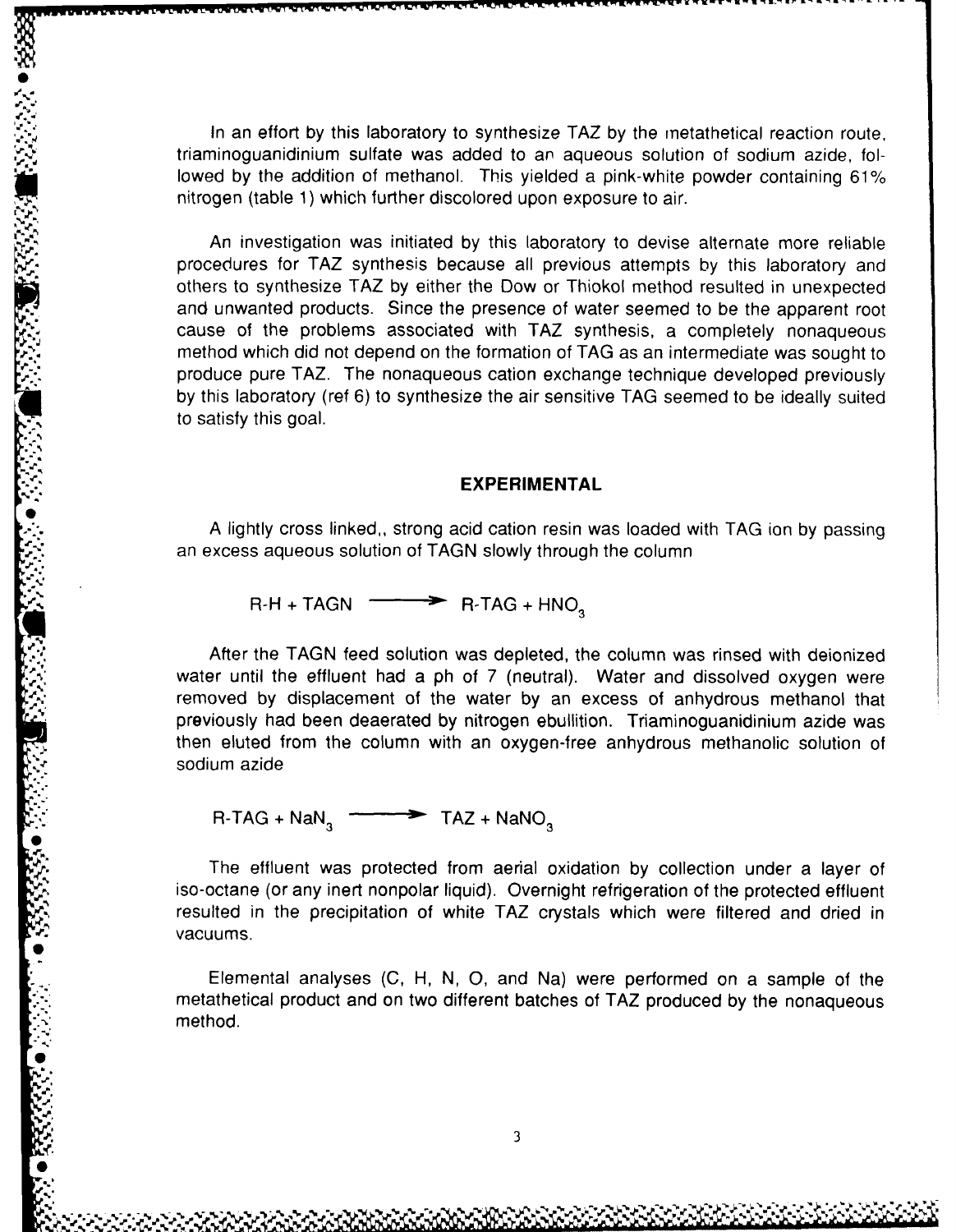In an effort by this laboratory to synthesize TAZ by the metathetical reaction route, triaminoguanidinium sulfate was added to an aqueous solution of sodium azide, followed by the addition of methanol. This yielded a pink-white powder containing 61% nitrogen (table 1) which further discolored upon exposure to air.

An investigation was initiated by this laboratory to devise alternate more reliable procedures for TAZ synthesis because all previous attempts by this laboratory and others to synthesize TAZ by either the Dow or Thiokol method resulted in unexpected and unwanted products. Since the presence of water seemed to be the apparent root cause of the problems associated with TAZ synthesis, a completely nonaqueous method which did not depend on the formation of TAG as an intermediate was sought to produce pure TAZ. The nonaqueous cation exchange technique developed previously by this laboratory (ref 6) to synthesize the air sensitive TAG seemed to be ideally suited to satisfy this goal.

## EXPERIMENTAL

A lightly cross linked,, strong acid cation resin was loaded with TAG ion by passing an excess aqueous solution of TAGN slowly through the column

$$\text{R-H} + \text{TAGN} \longrightarrow \text{R-TAG} + HNO_3$$

After the TAGN feed solution was depleted, the column was rinsed with deionized water until the effluent had a ph of 7 (neutral). Water and dissolved oxygen were removed by displacement of the water by an excess of anhydrous methanol that previously had been deaerated by nitrogen ebullition. Triaminoguanidinium azide was then eluted from the column with an oxygen-free anhydrous methanolic solution of sodium azide

$$\text{R-TAG} + NaN_3 \longrightarrow \text{TAZ} + NaNO_3$$

The effluent was protected from aerial oxidation by collection under a layer of iso-octane (or any inert nonpolar liquid). Overnight refrigeration of the protected effluent resulted in the precipitation of white TAZ crystals which were filtered and dried in vacuums.

Elemental analyses (C, H, N, O, and Na) were performed on a sample of the metathetical product and on two different batches of TAZ produced by the nonaqueous method.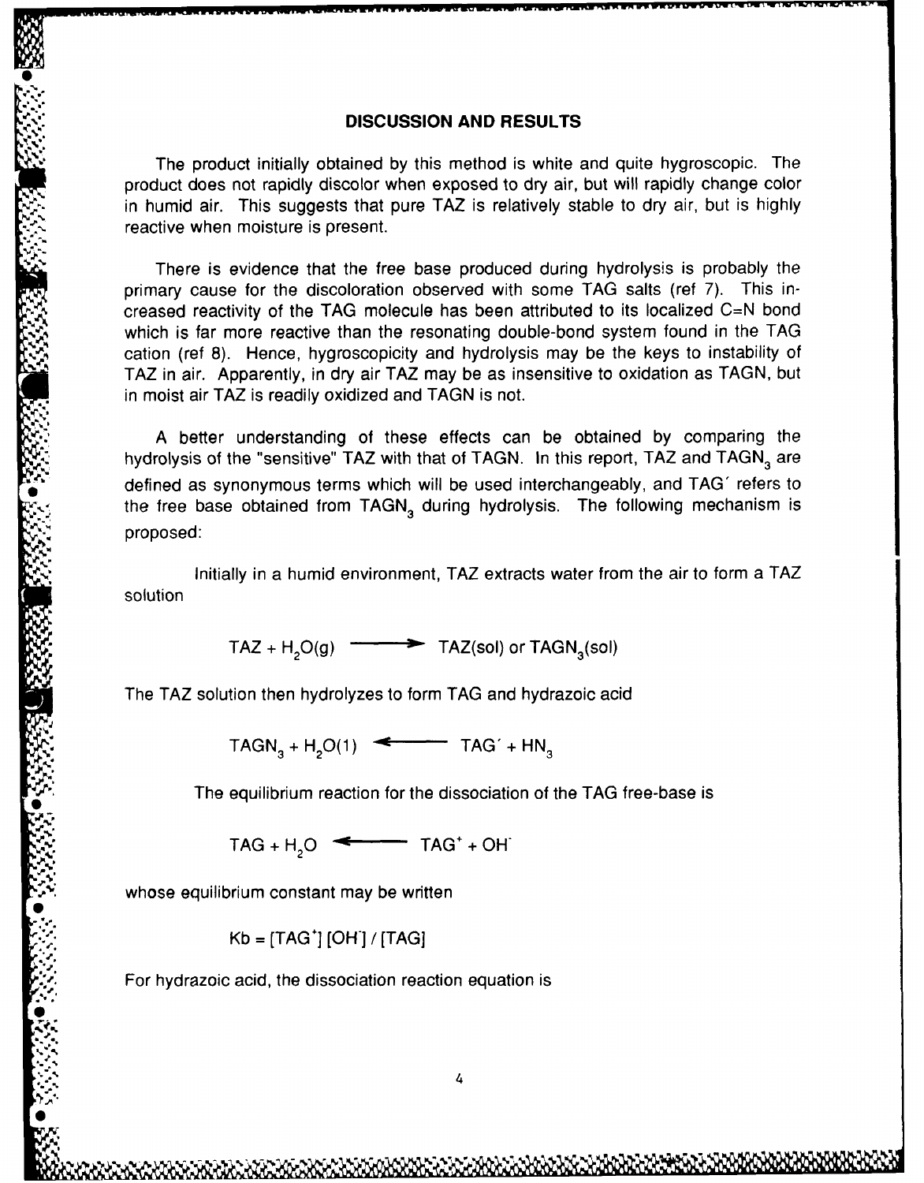## DISCUSSION AND RESULTS

The product initially obtained by this method is white and quite hygroscopic. The product does not rapidly discolor when exposed to dry air, but will rapidly change color in humid air. This suggests that pure TAZ is relatively stable to dry air, but is highly reactive when moisture is present.

There is evidence that the free base produced during hydrolysis is probably the primary cause for the discoloration observed with some TAG salts (ref 7). This increased reactivity of the TAG molecule has been attributed to its localized C=N bond which is far more reactive than the resonating double-bond system found in the TAG cation (ref 8). Hence, hygroscopicity and hydrolysis may be the keys to instability of TAZ in air. Apparently, in dry air TAZ may be as insensitive to oxidation as TAGN, but in moist air TAZ is readily oxidized and TAGN is not.

A better understanding of these effects can be obtained by comparing the hydrolysis of the "sensitive" TAZ with that of TAGN. In this report, TAZ and $TAGN_3$ are defined as synonymous terms which will be used interchangeably, and TAG′ refers to the free base obtained from $TAGN_3$ during hydrolysis. The following mechanism is proposed:

Initially in a humid environment, TAZ extracts water from the air to form a TAZ solution

$$TAZ + H_2O(g) \longrightarrow TAZ(sol) \text{ or } TAGN_3(sol)$$

The TAZ solution then hydrolyzes to form TAG and hydrazoic acid

$$TAGN_3 + H_2O(1) \longleftarrow TAG' + HN_3$$

The equilibrium reaction for the dissociation of the TAG free-base is

$$TAG + H_2O \longleftarrow TAG^+ + OH^-$$

whose equilibrium constant may be written

$$Kb = [TAG^+]\,[OH^-]\,/\,[TAG]$$

For hydrazoic acid, the dissociation reaction equation is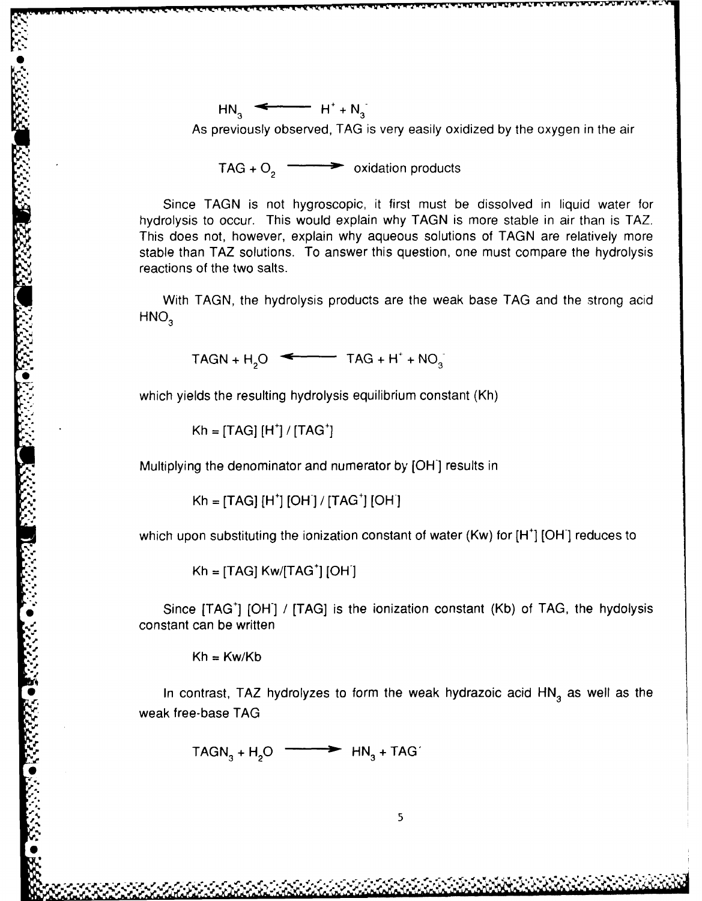$$HN_3 \longleftarrow H^+ + N_3^-$$

As previously observed, TAG is very easily oxidized by the oxygen in the air

$$TAG + O_2 \longrightarrow \text{oxidation products}$$

Since TAGN is not hygroscopic, it first must be dissolved in liquid water for hydrolysis to occur. This would explain why TAGN is more stable in air than is TAZ. This does not, however, explain why aqueous solutions of TAGN are relatively more stable than TAZ solutions. To answer this question, one must compare the hydrolysis reactions of the two salts.

With TAGN, the hydrolysis products are the weak base TAG and the strong acid $HNO_3$

$$TAGN + H_2O \longleftarrow TAG + H^+ + NO_3^-$$

which yields the resulting hydrolysis equilibrium constant (Kh)

$$Kh = [TAG]\,[H^+] / [TAG^+]$$

Multiplying the denominator and numerator by $[OH^-]$ results in

$$Kh = [TAG]\,[H^+]\,[OH^-] / [TAG^+]\,[OH^-]$$

which upon substituting the ionization constant of water (Kw) for $[H^+]\,[OH^-]$ reduces to

$$Kh = [TAG]\,Kw / [TAG^+]\,[OH^-]$$

Since $[TAG^+]\,[OH^-] / [TAG]$ is the ionization constant (Kb) of TAG, the hydolysis constant can be written

$$Kh = Kw/Kb$$

In contrast, TAZ hydrolyzes to form the weak hydrazoic acid $HN_3$ as well as the weak free-base TAG

$$TAGN_3 + H_2O \longrightarrow HN_3 + TAG'$$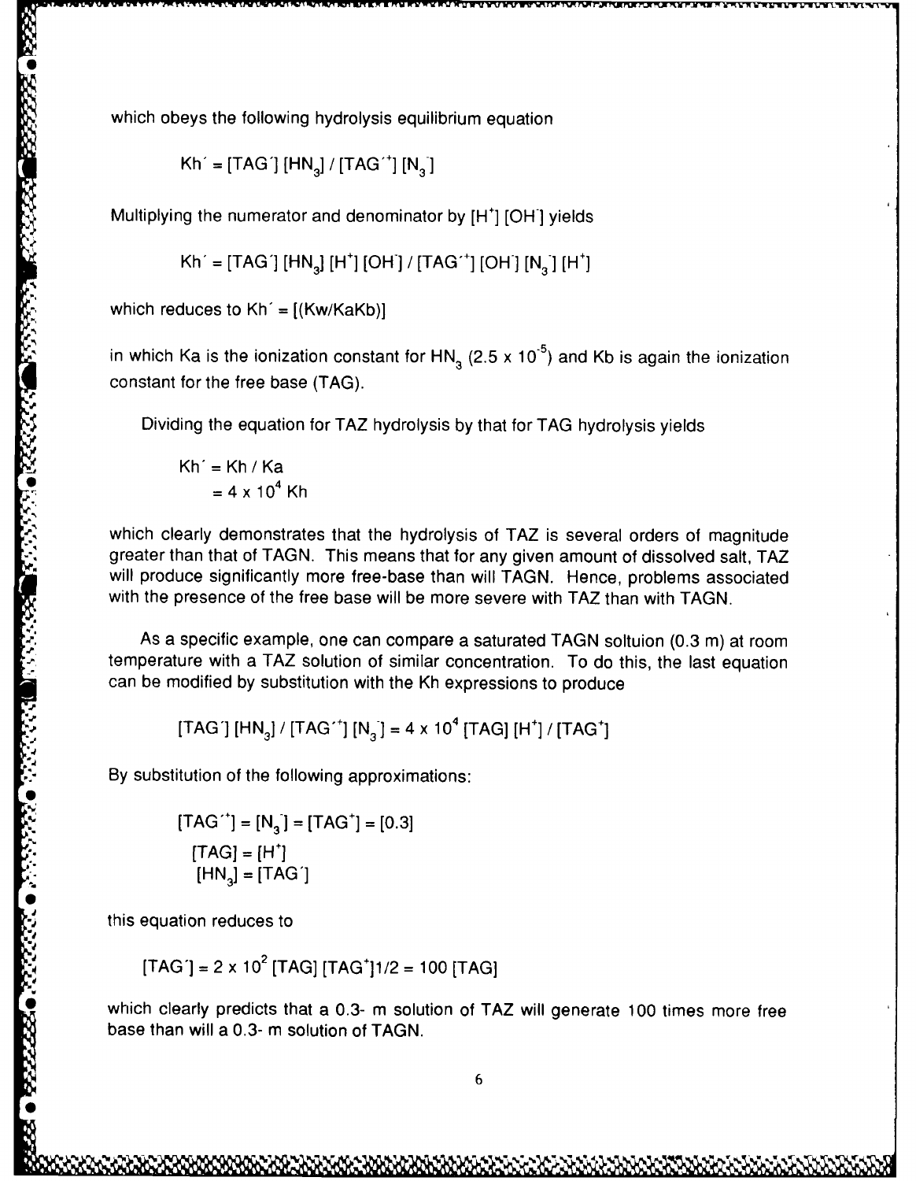which obeys the following hydrolysis equilibrium equation

$$Kh' = [TAG'] [HN_3] / [TAG'^+] [N_3^-]$$

Multiplying the numerator and denominator by $[H^+] [OH^-]$ yields

$$Kh' = [TAG'] [HN_3] [H^+] [OH^-] / [TAG'^+] [OH^-] [N_3^-] [H^+]$$

which reduces to $Kh' = [(Kw/KaKb)]$

in which Ka is the ionization constant for $HN_3$ ($2.5 \times 10^{-5}$) and Kb is again the ionization constant for the free base (TAG).

Dividing the equation for TAZ hydrolysis by that for TAG hydrolysis yields

$$Kh' = Kh / Ka$$
$$= 4 \times 10^4 \ Kh$$

which clearly demonstrates that the hydrolysis of TAZ is several orders of magnitude greater than that of TAGN. This means that for any given amount of dissolved salt, TAZ will produce significantly more free-base than will TAGN. Hence, problems associated with the presence of the free base will be more severe with TAZ than with TAGN.

As a specific example, one can compare a saturated TAGN soltuion (0.3 m) at room temperature with a TAZ solution of similar concentration. To do this, the last equation can be modified by substitution with the Kh expressions to produce

$$[TAG'] [HN_3] / [TAG'^+] [N_3^-] = 4 \times 10^4 [TAG] [H^+] / [TAG^+]$$

By substitution of the following approximations:

$$[TAG'^+] = [N_3^-] = [TAG^+] = [0.3]$$
$$[TAG] = [H^+]$$
$$[HN_3] = [TAG']$$

this equation reduces to

$$[TAG'] = 2 \times 10^2 [TAG] [TAG^+]1/2 = 100 [TAG]$$

which clearly predicts that a 0.3- m solution of TAZ will generate 100 times more free base than will a 0.3- m solution of TAGN.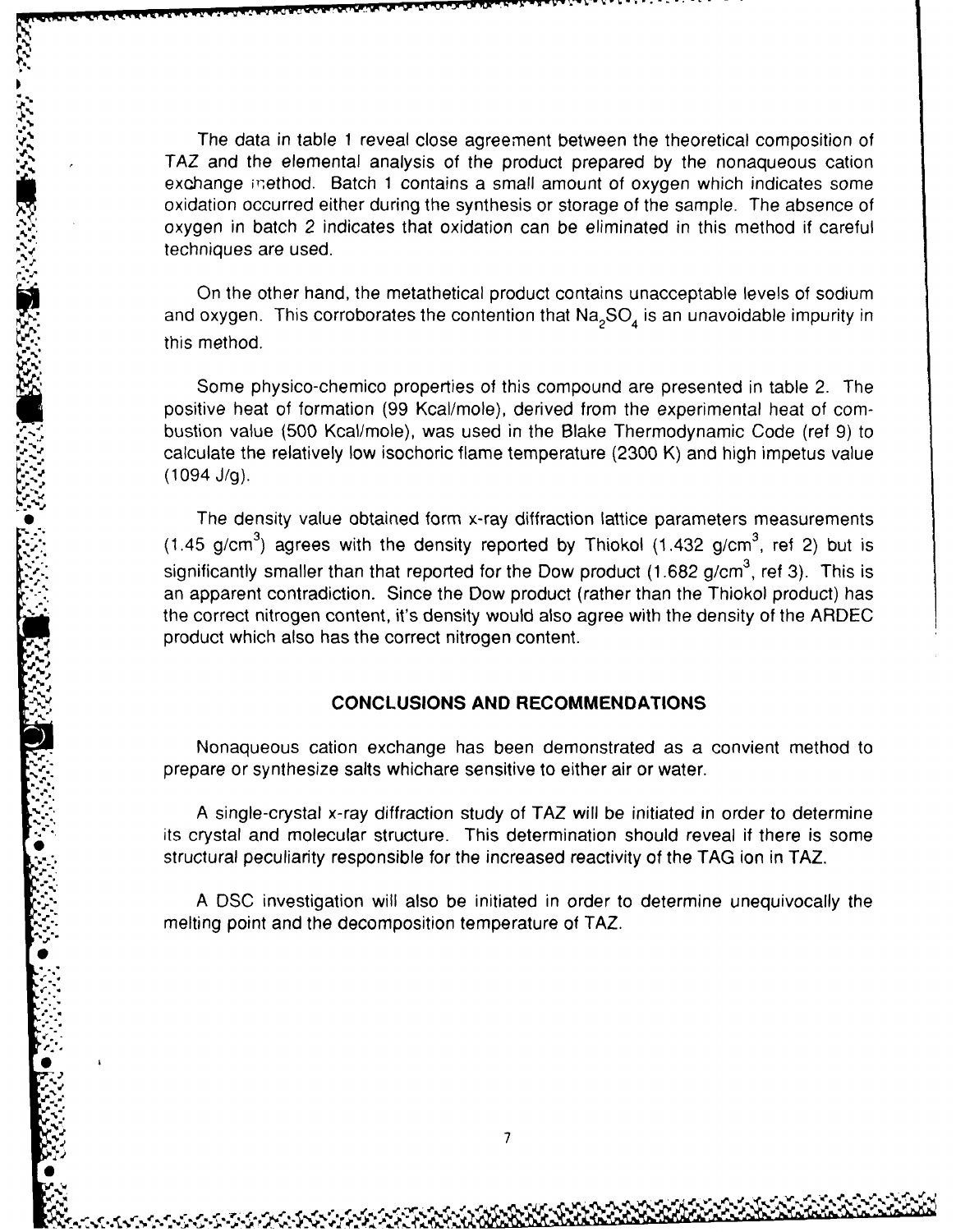The data in table 1 reveal close agreement between the theoretical composition of TAZ and the elemental analysis of the product prepared by the nonaqueous cation exchange method. Batch 1 contains a small amount of oxygen which indicates some oxidation occurred either during the synthesis or storage of the sample. The absence of oxygen in batch 2 indicates that oxidation can be eliminated in this method if careful techniques are used.

On the other hand, the metathetical product contains unacceptable levels of sodium and oxygen. This corroborates the contention that $Na_2SO_4$ is an unavoidable impurity in this method.

Some physico-chemico properties of this compound are presented in table 2. The positive heat of formation (99 Kcal/mole), derived from the experimental heat of combustion value (500 Kcal/mole), was used in the Blake Thermodynamic Code (ref 9) to calculate the relatively low isochoric flame temperature (2300 K) and high impetus value (1094 J/g).

The density value obtained form x-ray diffraction lattice parameters measurements (1.45 g/cm$^3$) agrees with the density reported by Thiokol (1.432 g/cm$^3$, ref 2) but is significantly smaller than that reported for the Dow product (1.682 g/cm$^3$, ref 3). This is an apparent contradiction. Since the Dow product (rather than the Thiokol product) has the correct nitrogen content, it's density would also agree with the density of the ARDEC product which also has the correct nitrogen content.

## CONCLUSIONS AND RECOMMENDATIONS

Nonaqueous cation exchange has been demonstrated as a convient method to prepare or synthesize salts whichare sensitive to either air or water.

A single-crystal x-ray diffraction study of TAZ will be initiated in order to determine its crystal and molecular structure. This determination should reveal if there is some structural peculiarity responsible for the increased reactivity of the TAG ion in TAZ.

A DSC investigation will also be initiated in order to determine unequivocally the melting point and the decomposition temperature of TAZ.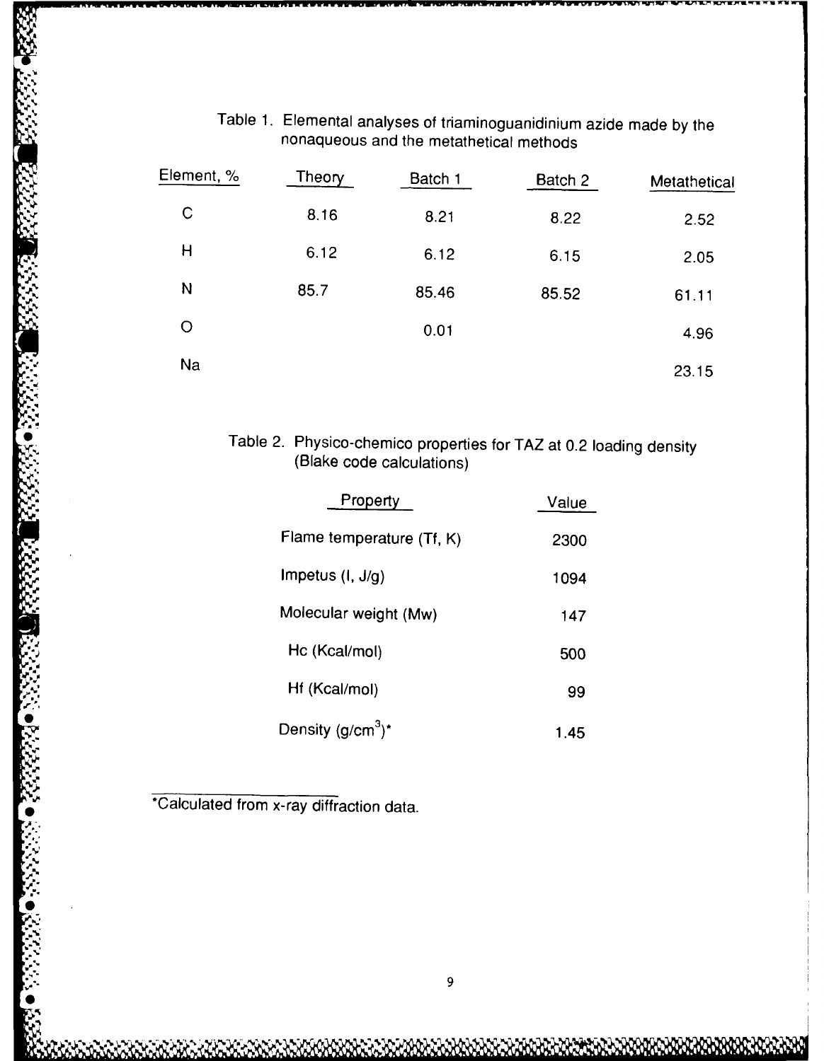Table 1. Elemental analyses of triaminoguanidinium azide made by the nonaqueous and the metathetical methods

| Element, % | Theory | Batch 1 | Batch 2 | Metathetical |
|---|---|---|---|---|
| C | 8.16 | 8.21 | 8.22 | 2.52 |
| H | 6.12 | 6.12 | 6.15 | 2.05 |
| N | 85.7 | 85.46 | 85.52 | 61.11 |
| O | | 0.01 | | 4.96 |
| Na | | | | 23.15 |

Table 2. Physico-chemico properties for TAZ at 0.2 loading density (Blake code calculations)

| Property | Value |
|---|---|
| Flame temperature (Tf, K) | 2300 |
| Impetus (I, J/g) | 1094 |
| Molecular weight (Mw) | 147 |
| Hc (Kcal/mol) | 500 |
| Hf (Kcal/mol) | 99 |
| Density ($g/cm^3$)* | 1.45 |

*Calculated from x-ray diffraction data.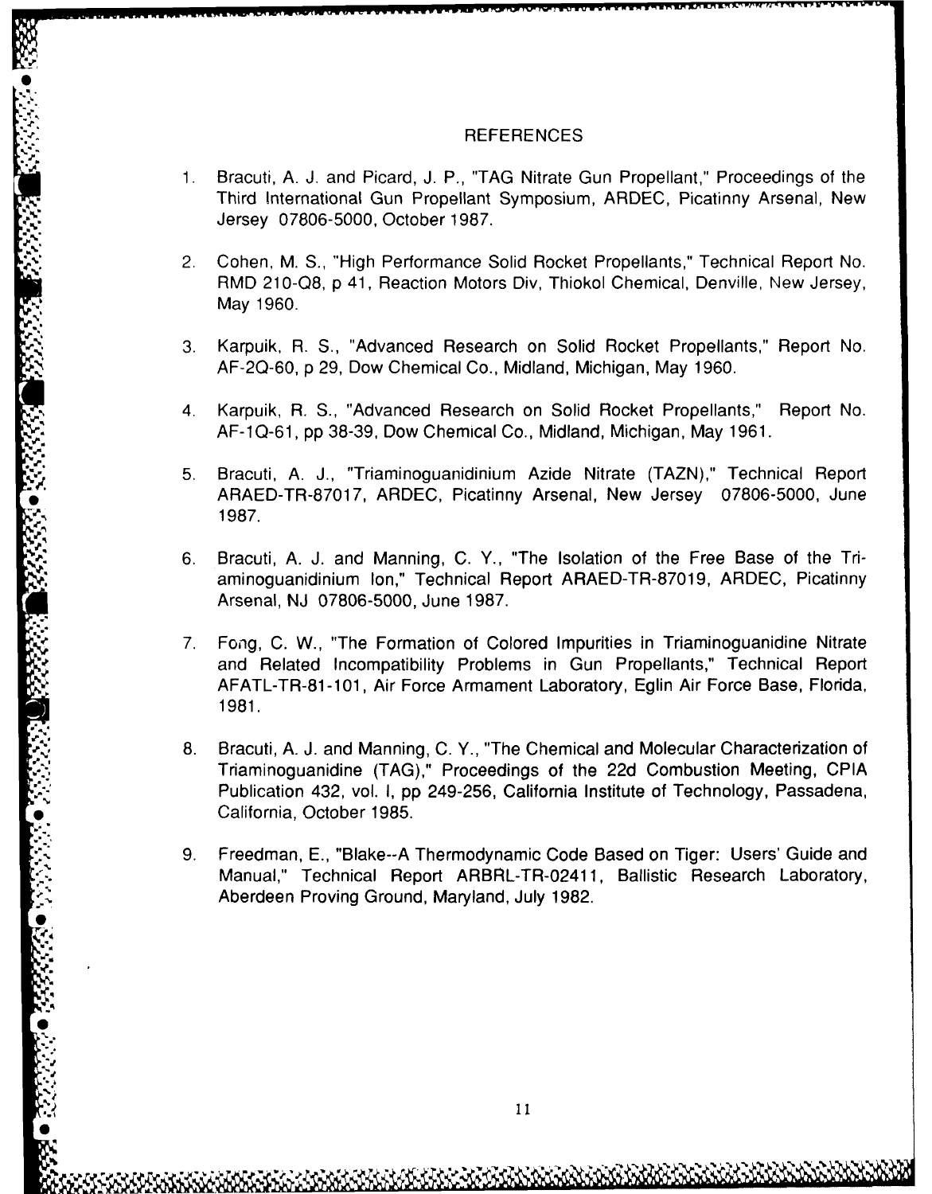# REFERENCES

1. Bracuti, A. J. and Picard, J. P., "TAG Nitrate Gun Propellant," Proceedings of the Third International Gun Propellant Symposium, ARDEC, Picatinny Arsenal, New Jersey 07806-5000, October 1987.

2. Cohen, M. S., "High Performance Solid Rocket Propellants," Technical Report No. RMD 210-Q8, p 41, Reaction Motors Div, Thiokol Chemical, Denville, New Jersey, May 1960.

3. Karpuik, R. S., "Advanced Research on Solid Rocket Propellants," Report No. AF-2Q-60, p 29, Dow Chemical Co., Midland, Michigan, May 1960.

4. Karpuik, R. S., "Advanced Research on Solid Rocket Propellants," Report No. AF-1Q-61, pp 38-39, Dow Chemical Co., Midland, Michigan, May 1961.

5. Bracuti, A. J., "Triaminoguanidinium Azide Nitrate (TAZN)," Technical Report ARAED-TR-87017, ARDEC, Picatinny Arsenal, New Jersey 07806-5000, June 1987.

6. Bracuti, A. J. and Manning, C. Y., "The Isolation of the Free Base of the Triaminoguanidinium Ion," Technical Report ARAED-TR-87019, ARDEC, Picatinny Arsenal, NJ 07806-5000, June 1987.

7. Fong, C. W., "The Formation of Colored Impurities in Triaminoguanidine Nitrate and Related Incompatibility Problems in Gun Propellants," Technical Report AFATL-TR-81-101, Air Force Armament Laboratory, Eglin Air Force Base, Florida, 1981.

8. Bracuti, A. J. and Manning, C. Y., "The Chemical and Molecular Characterization of Triaminoguanidine (TAG)," Proceedings of the 22d Combustion Meeting, CPIA Publication 432, vol. I, pp 249-256, California Institute of Technology, Passadena, California, October 1985.

9. Freedman, E., "Blake--A Thermodynamic Code Based on Tiger: Users' Guide and Manual," Technical Report ARBRL-TR-02411, Ballistic Research Laboratory, Aberdeen Proving Ground, Maryland, July 1982.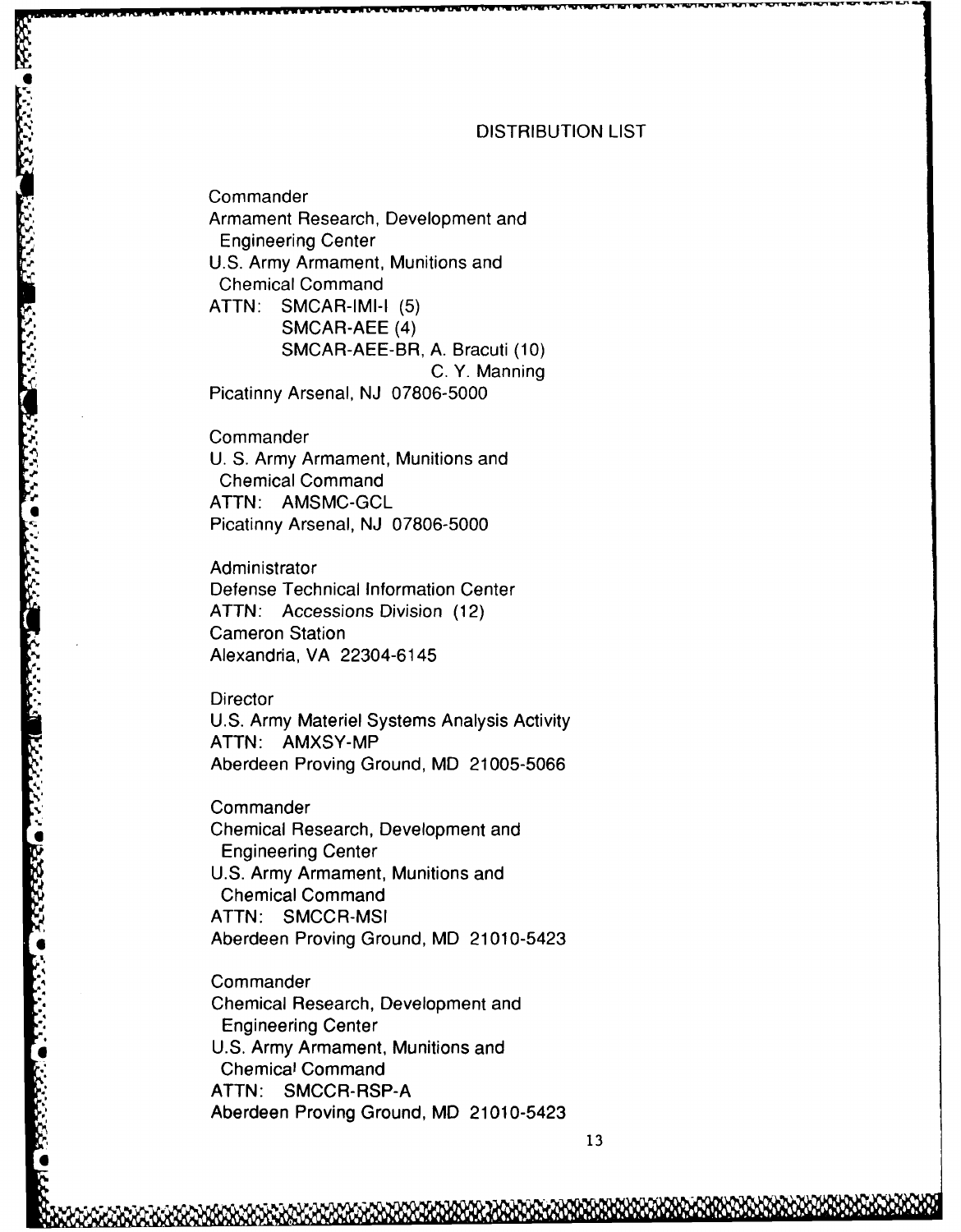# DISTRIBUTION LIST

Commander
Armament Research, Development and
 Engineering Center
U.S. Army Armament, Munitions and
 Chemical Command
ATTN: SMCAR-IMI-I (5)
 SMCAR-AEE (4)
 SMCAR-AEE-BR, A. Bracuti (10)
 C. Y. Manning
Picatinny Arsenal, NJ 07806-5000

Commander
U. S. Army Armament, Munitions and
 Chemical Command
ATTN: AMSMC-GCL
Picatinny Arsenal, NJ 07806-5000

Administrator
Defense Technical Information Center
ATTN: Accessions Division (12)
Cameron Station
Alexandria, VA 22304-6145

Director
U.S. Army Materiel Systems Analysis Activity
ATTN: AMXSY-MP
Aberdeen Proving Ground, MD 21005-5066

Commander
Chemical Research, Development and
 Engineering Center
U.S. Army Armament, Munitions and
 Chemical Command
ATTN: SMCCR-MSI
Aberdeen Proving Ground, MD 21010-5423

Commander
Chemical Research, Development and
 Engineering Center
U.S. Army Armament, Munitions and
 Chemical Command
ATTN: SMCCR-RSP-A
Aberdeen Proving Ground, MD 21010-5423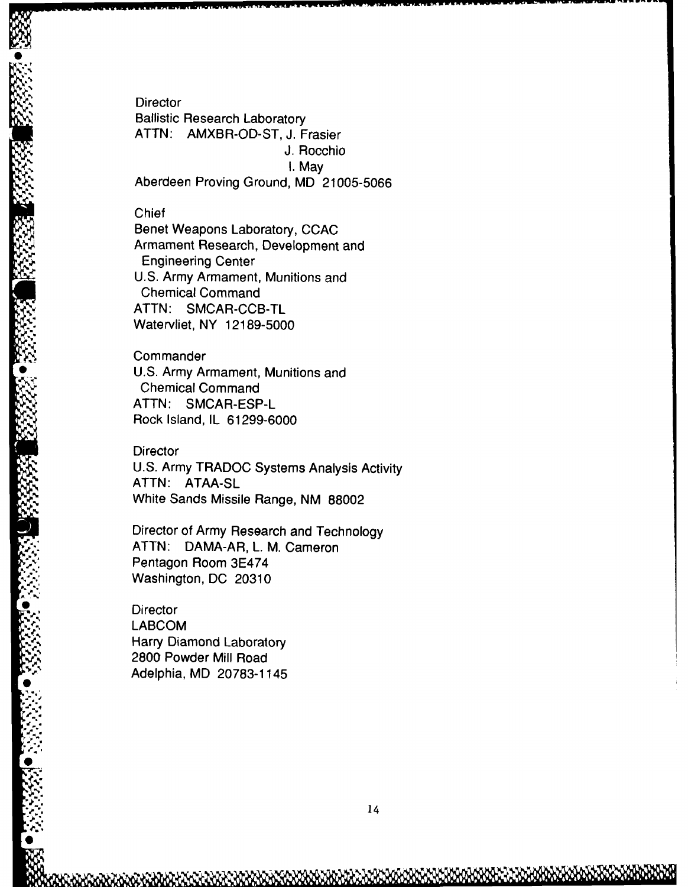Director
Ballistic Research Laboratory
ATTN: AMXBR-OD-ST, J. Frasier
J. Rocchio
I. May
Aberdeen Proving Ground, MD 21005-5066

Chief
Benet Weapons Laboratory, CCAC
Armament Research, Development and
Engineering Center
U.S. Army Armament, Munitions and
Chemical Command
ATTN: SMCAR-CCB-TL
Watervliet, NY 12189-5000

Commander
U.S. Army Armament, Munitions and
Chemical Command
ATTN: SMCAR-ESP-L
Rock Island, IL 61299-6000

Director
U.S. Army TRADOC Systems Analysis Activity
ATTN: ATAA-SL
White Sands Missile Range, NM 88002

Director of Army Research and Technology
ATTN: DAMA-AR, L. M. Cameron
Pentagon Room 3E474
Washington, DC 20310

Director
LABCOM
Harry Diamond Laboratory
2800 Powder Mill Road
Adelphia, MD 20783-1145